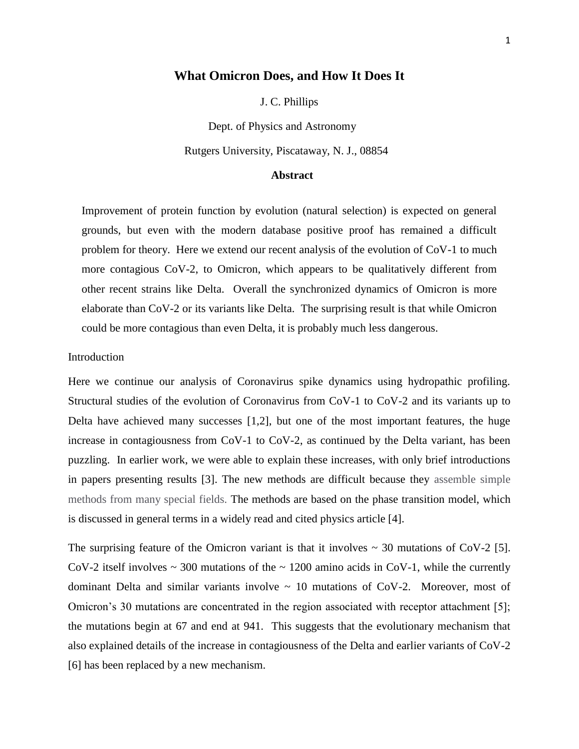# What Omicron Does, and How It Does It

J. C. Phillips

Dept. of Physics and Astronomy

Rutgers University, Piscataway, N. J., 08854

## Abstract

Improvement of protein function by evolution (natural selection) is expected on general grounds, but even with the modern database positive proof has remained a difficult problem for theory. Here we extend our recent analysis of the evolution of CoV-1 to much more contagious CoV-2, to Omicron, which appears to be qualitatively different from other recent strains like Delta. Overall the synchronized dynamics of Omicron is more elaborate than CoV-2 or its variants like Delta. The surprising result is that while Omicron could be more contagious than even Delta, it is probably much less dangerous.

## Introduction

Here we continue our analysis of Coronavirus spike dynamics using hydropathic profiling. Structural studies of the evolution of Coronavirus from CoV-1 to CoV-2 and its variants up to Delta have achieved many successes [1,2], but one of the most important features, the huge increase in contagiousness from CoV-1 to CoV-2, as continued by the Delta variant, has been puzzling. In earlier work, we were able to explain these increases, with only brief introductions in papers presenting results [3]. The new methods are difficult because they assemble simple methods from many special fields. The methods are based on the phase transition model, which is discussed in general terms in a widely read and cited physics article [4].

The surprising feature of the Omicron variant is that it involves ~ 30 mutations of CoV-2 [5]. CoV-2 itself involves ~ 300 mutations of the ~ 1200 amino acids in CoV-1, while the currently dominant Delta and similar variants involve ~ 10 mutations of CoV-2. Moreover, most of Omicron's 30 mutations are concentrated in the region associated with receptor attachment [5]; the mutations begin at 67 and end at 941. This suggests that the evolutionary mechanism that also explained details of the increase in contagiousness of the Delta and earlier variants of CoV-2 [6] has been replaced by a new mechanism.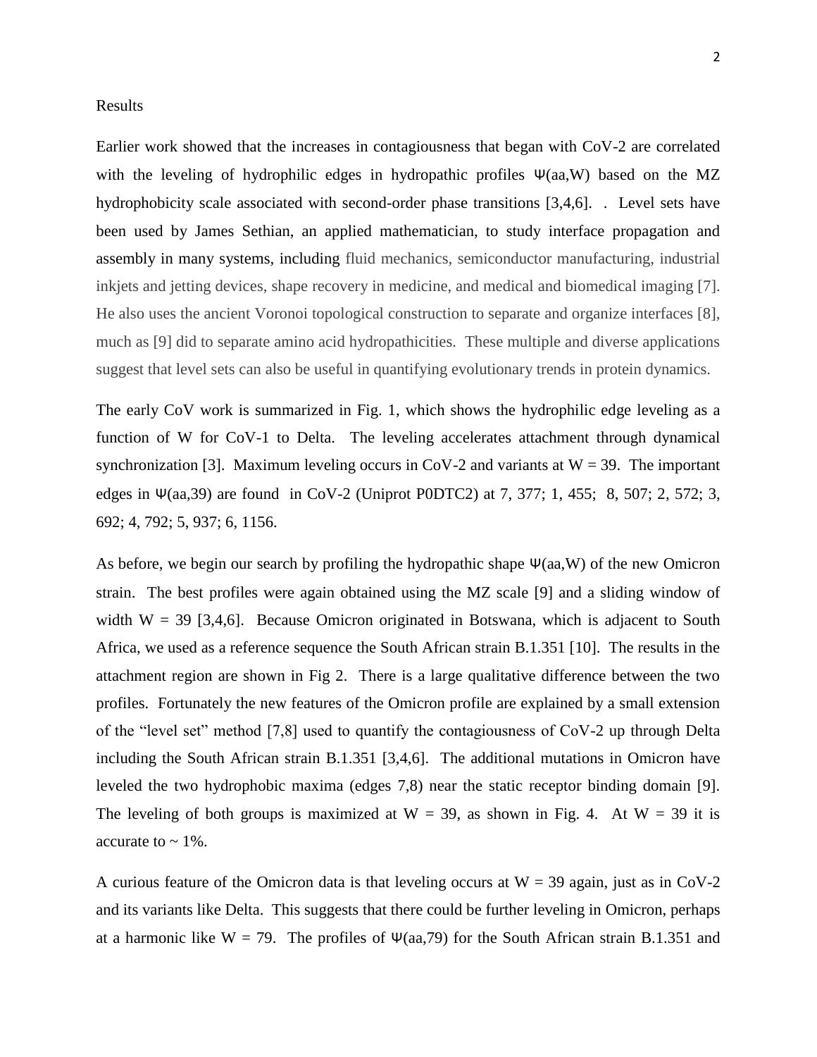Results

Earlier work showed that the increases in contagiousness that began with CoV-2 are correlated with the leveling of hydrophilic edges in hydropathic profiles Ψ(aa,W) based on the MZ hydrophobicity scale associated with second-order phase transitions [3,4,6]. . Level sets have been used by James Sethian, an applied mathematician, to study interface propagation and assembly in many systems, including fluid mechanics, semiconductor manufacturing, industrial inkjets and jetting devices, shape recovery in medicine, and medical and biomedical imaging [7]. He also uses the ancient Voronoi topological construction to separate and organize interfaces [8], much as [9] did to separate amino acid hydropathicities. These multiple and diverse applications suggest that level sets can also be useful in quantifying evolutionary trends in protein dynamics.

The early CoV work is summarized in Fig. 1, which shows the hydrophilic edge leveling as a function of W for CoV-1 to Delta. The leveling accelerates attachment through dynamical synchronization [3]. Maximum leveling occurs in CoV-2 and variants at W = 39. The important edges in Ψ(aa,39) are found in CoV-2 (Uniprot P0DTC2) at 7, 377; 1, 455; 8, 507; 2, 572; 3, 692; 4, 792; 5, 937; 6, 1156.

As before, we begin our search by profiling the hydropathic shape Ψ(aa,W) of the new Omicron strain. The best profiles were again obtained using the MZ scale [9] and a sliding window of width W = 39 [3,4,6]. Because Omicron originated in Botswana, which is adjacent to South Africa, we used as a reference sequence the South African strain B.1.351 [10]. The results in the attachment region are shown in Fig 2. There is a large qualitative difference between the two profiles. Fortunately the new features of the Omicron profile are explained by a small extension of the "level set" method [7,8] used to quantify the contagiousness of CoV-2 up through Delta including the South African strain B.1.351 [3,4,6]. The additional mutations in Omicron have leveled the two hydrophobic maxima (edges 7,8) near the static receptor binding domain [9]. The leveling of both groups is maximized at W = 39, as shown in Fig. 4. At W = 39 it is accurate to ~ 1%.

A curious feature of the Omicron data is that leveling occurs at W = 39 again, just as in CoV-2 and its variants like Delta. This suggests that there could be further leveling in Omicron, perhaps at a harmonic like W = 79. The profiles of Ψ(aa,79) for the South African strain B.1.351 and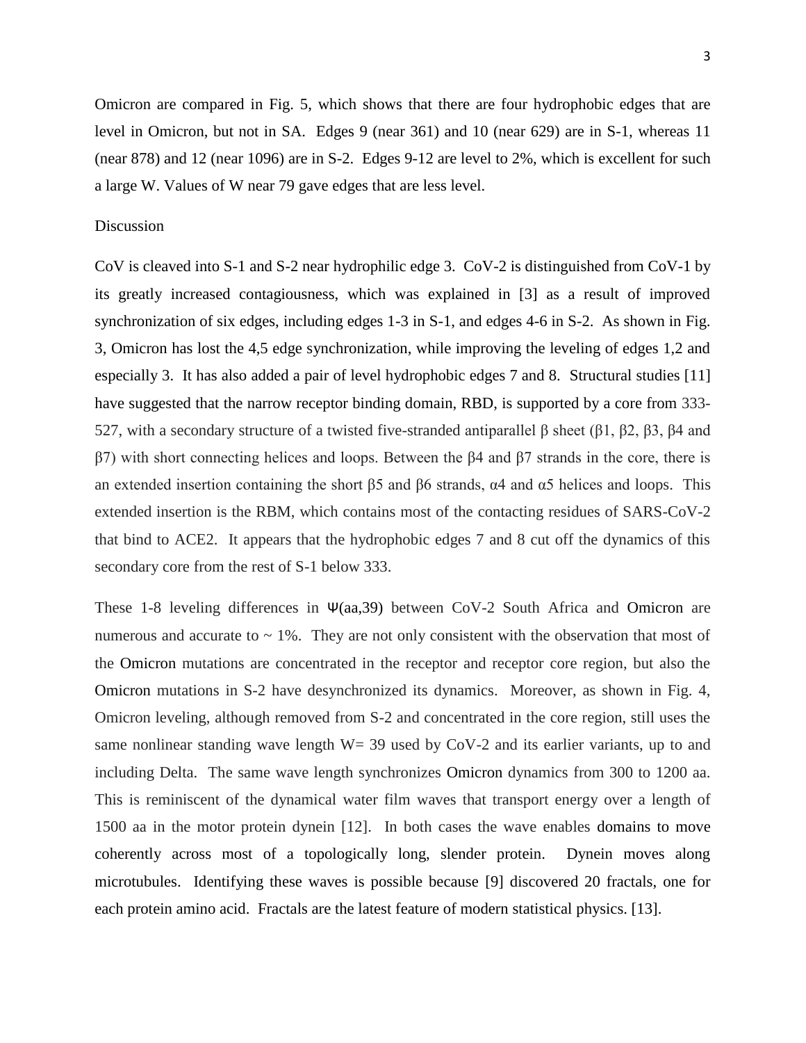Omicron are compared in Fig. 5, which shows that there are four hydrophobic edges that are level in Omicron, but not in SA. Edges 9 (near 361) and 10 (near 629) are in S-1, whereas 11 (near 878) and 12 (near 1096) are in S-2. Edges 9-12 are level to 2%, which is excellent for such a large W. Values of W near 79 gave edges that are less level.

## Discussion

CoV is cleaved into S-1 and S-2 near hydrophilic edge 3. CoV-2 is distinguished from CoV-1 by its greatly increased contagiousness, which was explained in [3] as a result of improved synchronization of six edges, including edges 1-3 in S-1, and edges 4-6 in S-2. As shown in Fig. 3, Omicron has lost the 4,5 edge synchronization, while improving the leveling of edges 1,2 and especially 3. It has also added a pair of level hydrophobic edges 7 and 8. Structural studies [11] have suggested that the narrow receptor binding domain, RBD, is supported by a core from 333-527, with a secondary structure of a twisted five-stranded antiparallel β sheet (β1, β2, β3, β4 and β7) with short connecting helices and loops. Between the β4 and β7 strands in the core, there is an extended insertion containing the short β5 and β6 strands, α4 and α5 helices and loops. This extended insertion is the RBM, which contains most of the contacting residues of SARS-CoV-2 that bind to ACE2. It appears that the hydrophobic edges 7 and 8 cut off the dynamics of this secondary core from the rest of S-1 below 333.

These 1-8 leveling differences in Ψ(aa,39) between CoV-2 South Africa and Omicron are numerous and accurate to ~ 1%. They are not only consistent with the observation that most of the Omicron mutations are concentrated in the receptor and receptor core region, but also the Omicron mutations in S-2 have desynchronized its dynamics. Moreover, as shown in Fig. 4, Omicron leveling, although removed from S-2 and concentrated in the core region, still uses the same nonlinear standing wave length W= 39 used by CoV-2 and its earlier variants, up to and including Delta. The same wave length synchronizes Omicron dynamics from 300 to 1200 aa. This is reminiscent of the dynamical water film waves that transport energy over a length of 1500 aa in the motor protein dynein [12]. In both cases the wave enables domains to move coherently across most of a topologically long, slender protein. Dynein moves along microtubules. Identifying these waves is possible because [9] discovered 20 fractals, one for each protein amino acid. Fractals are the latest feature of modern statistical physics. [13].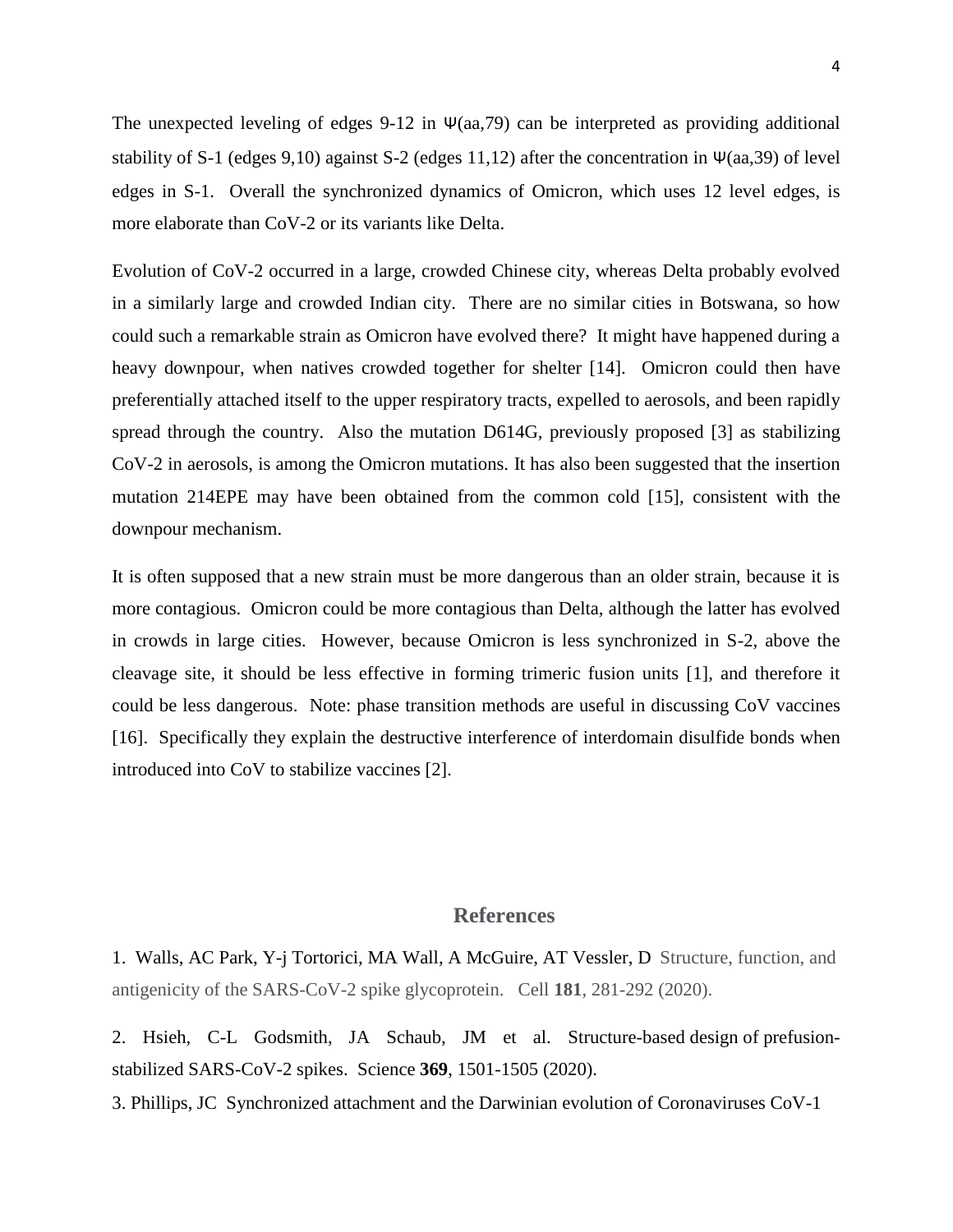The unexpected leveling of edges 9-12 in Ψ(aa,79) can be interpreted as providing additional stability of S-1 (edges 9,10) against S-2 (edges 11,12) after the concentration in Ψ(aa,39) of level edges in S-1. Overall the synchronized dynamics of Omicron, which uses 12 level edges, is more elaborate than CoV-2 or its variants like Delta.

Evolution of CoV-2 occurred in a large, crowded Chinese city, whereas Delta probably evolved in a similarly large and crowded Indian city. There are no similar cities in Botswana, so how could such a remarkable strain as Omicron have evolved there? It might have happened during a heavy downpour, when natives crowded together for shelter [14]. Omicron could then have preferentially attached itself to the upper respiratory tracts, expelled to aerosols, and been rapidly spread through the country. Also the mutation D614G, previously proposed [3] as stabilizing CoV-2 in aerosols, is among the Omicron mutations. It has also been suggested that the insertion mutation 214EPE may have been obtained from the common cold [15], consistent with the downpour mechanism.

It is often supposed that a new strain must be more dangerous than an older strain, because it is more contagious. Omicron could be more contagious than Delta, although the latter has evolved in crowds in large cities. However, because Omicron is less synchronized in S-2, above the cleavage site, it should be less effective in forming trimeric fusion units [1], and therefore it could be less dangerous. Note: phase transition methods are useful in discussing CoV vaccines [16]. Specifically they explain the destructive interference of interdomain disulfide bonds when introduced into CoV to stabilize vaccines [2].

## References

1. Walls, AC Park, Y-j Tortorici, MA Wall, A McGuire, AT Vessler, D Structure, function, and antigenicity of the SARS-CoV-2 spike glycoprotein. Cell **181**, 281-292 (2020).

2. Hsieh, C-L Godsmith, JA Schaub, JM et al. Structure-based design of prefusion-stabilized SARS-CoV-2 spikes. Science **369**, 1501-1505 (2020).

3. Phillips, JC Synchronized attachment and the Darwinian evolution of Coronaviruses CoV-1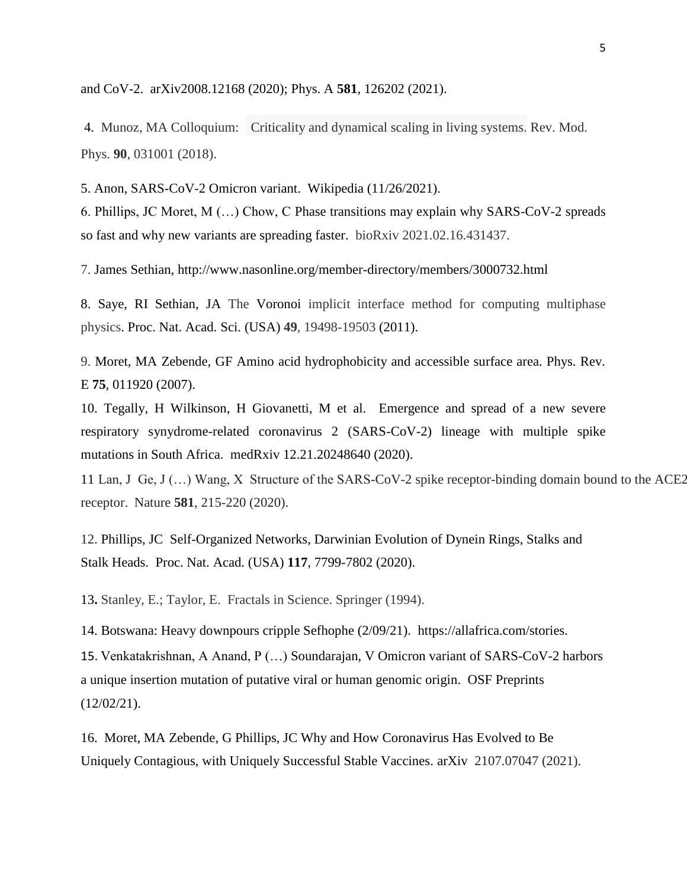and CoV-2. arXiv2008.12168 (2020); Phys. A **581**, 126202 (2021).

4. Munoz, MA Colloquium: Criticality and dynamical scaling in living systems. Rev. Mod. Phys. **90**, 031001 (2018).

5. Anon, SARS-CoV-2 Omicron variant. Wikipedia (11/26/2021).

6. Phillips, JC Moret, M (…) Chow, C Phase transitions may explain why SARS-CoV-2 spreads so fast and why new variants are spreading faster. bioRxiv 2021.02.16.431437.

7. James Sethian, http://www.nasonline.org/member-directory/members/3000732.html

8. Saye, RI Sethian, JA The Voronoi implicit interface method for computing multiphase physics. Proc. Nat. Acad. Sci. (USA) **49**, 19498-19503 (2011).

9. Moret, MA Zebende, GF Amino acid hydrophobicity and accessible surface area. Phys. Rev. E **75**, 011920 (2007).

10. Tegally, H Wilkinson, H Giovanetti, M et al. Emergence and spread of a new severe respiratory synydrome-related coronavirus 2 (SARS-CoV-2) lineage with multiple spike mutations in South Africa. medRxiv 12.21.20248640 (2020).

11 Lan, J Ge, J (…) Wang, X Structure of the SARS-CoV-2 spike receptor-binding domain bound to the ACE2 receptor. Nature **581**, 215-220 (2020).

12. Phillips, JC Self-Organized Networks, Darwinian Evolution of Dynein Rings, Stalks and Stalk Heads. Proc. Nat. Acad. (USA) **117**, 7799-7802 (2020).

13**.** Stanley, E.; Taylor, E. Fractals in Science. Springer (1994).

14. Botswana: Heavy downpours cripple Sefhophe (2/09/21). https://allafrica.com/stories.

15. Venkatakrishnan, A Anand, P (…) Soundarajan, V Omicron variant of SARS-CoV-2 harbors a unique insertion mutation of putative viral or human genomic origin. OSF Preprints (12/02/21).

16. Moret, MA Zebende, G Phillips, JC Why and How Coronavirus Has Evolved to Be Uniquely Contagious, with Uniquely Successful Stable Vaccines. arXiv 2107.07047 (2021).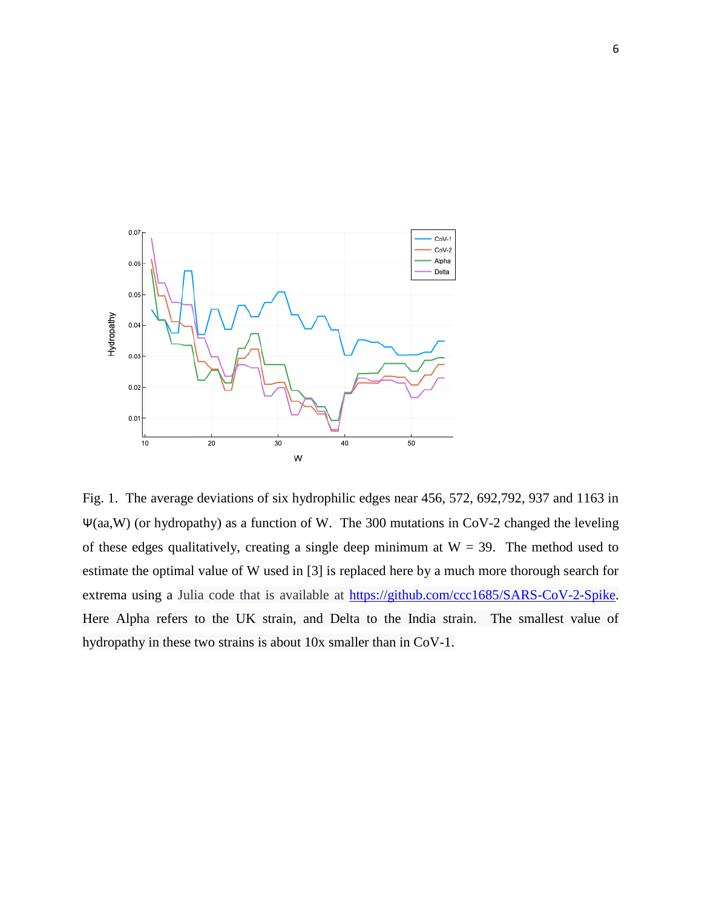Fig. 1. The average deviations of six hydrophilic edges near 456, 572, 692,792, 937 and 1163 in Ψ(aa,W) (or hydropathy) as a function of W. The 300 mutations in CoV-2 changed the leveling of these edges qualitatively, creating a single deep minimum at W = 39. The method used to estimate the optimal value of W used in [3] is replaced here by a much more thorough search for extrema using a Julia code that is available at https://github.com/ccc1685/SARS-CoV-2-Spike. Here Alpha refers to the UK strain, and Delta to the India strain. The smallest value of hydropathy in these two strains is about 10x smaller than in CoV-1.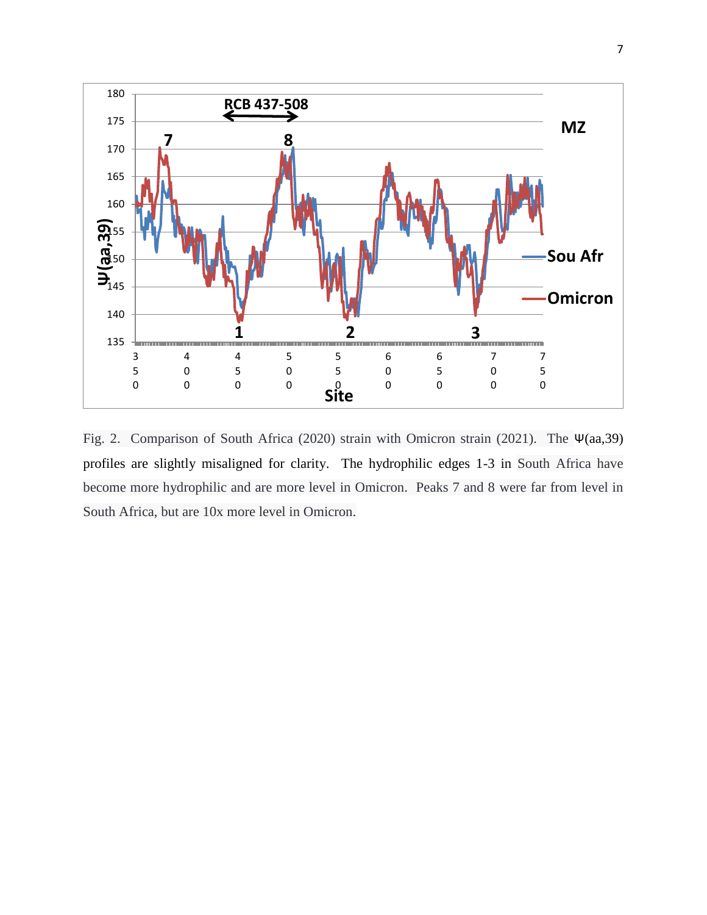Fig. 2. Comparison of South Africa (2020) strain with Omicron strain (2021). The Ψ(aa,39) profiles are slightly misaligned for clarity. The hydrophilic edges 1-3 in South Africa have become more hydrophilic and are more level in Omicron. Peaks 7 and 8 were far from level in South Africa, but are 10x more level in Omicron.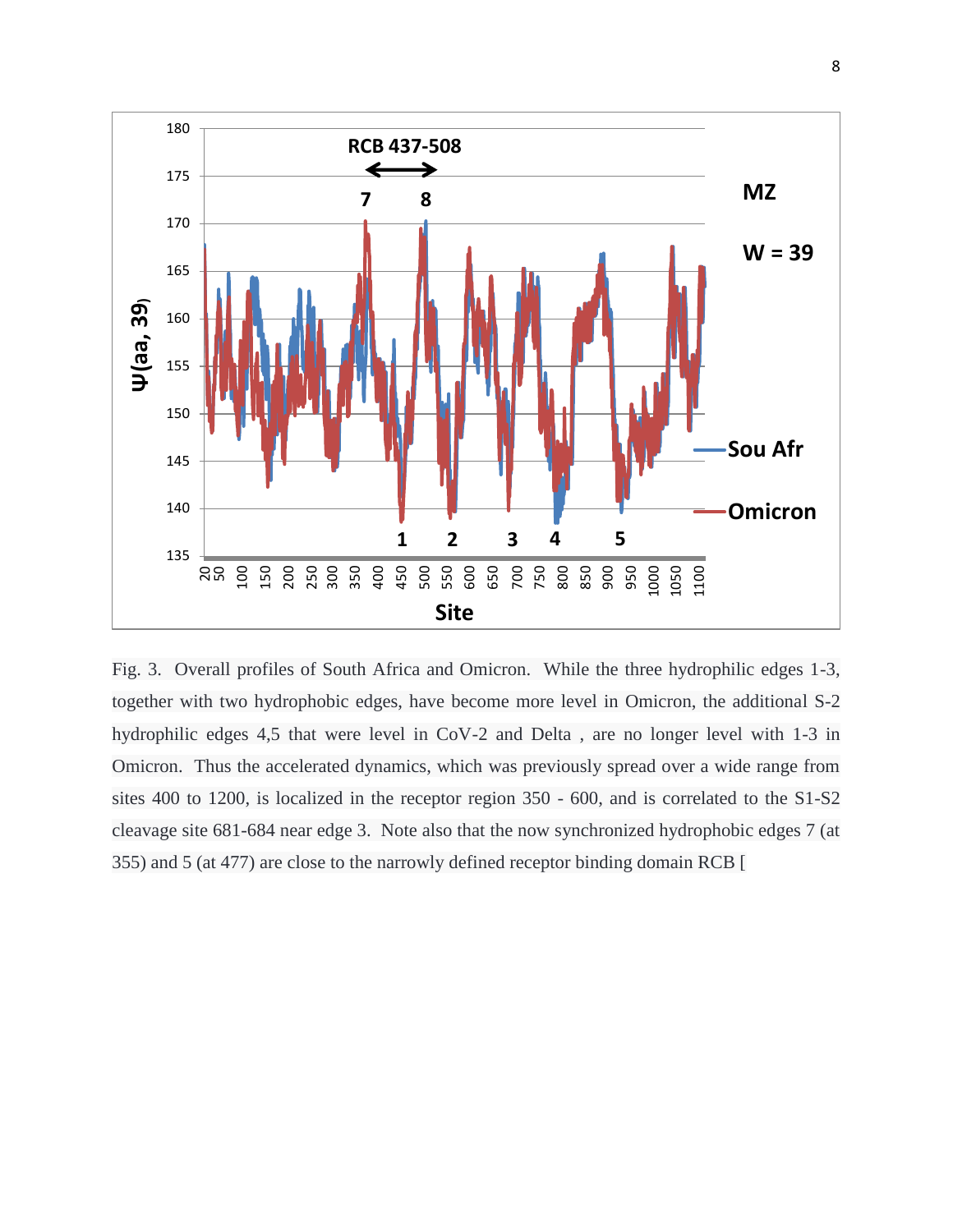Fig. 3. Overall profiles of South Africa and Omicron. While the three hydrophilic edges 1-3, together with two hydrophobic edges, have become more level in Omicron, the additional S-2 hydrophilic edges 4,5 that were level in CoV-2 and Delta , are no longer level with 1-3 in Omicron. Thus the accelerated dynamics, which was previously spread over a wide range from sites 400 to 1200, is localized in the receptor region 350 - 600, and is correlated to the S1-S2 cleavage site 681-684 near edge 3. Note also that the now synchronized hydrophobic edges 7 (at 355) and 5 (at 477) are close to the narrowly defined receptor binding domain RCB [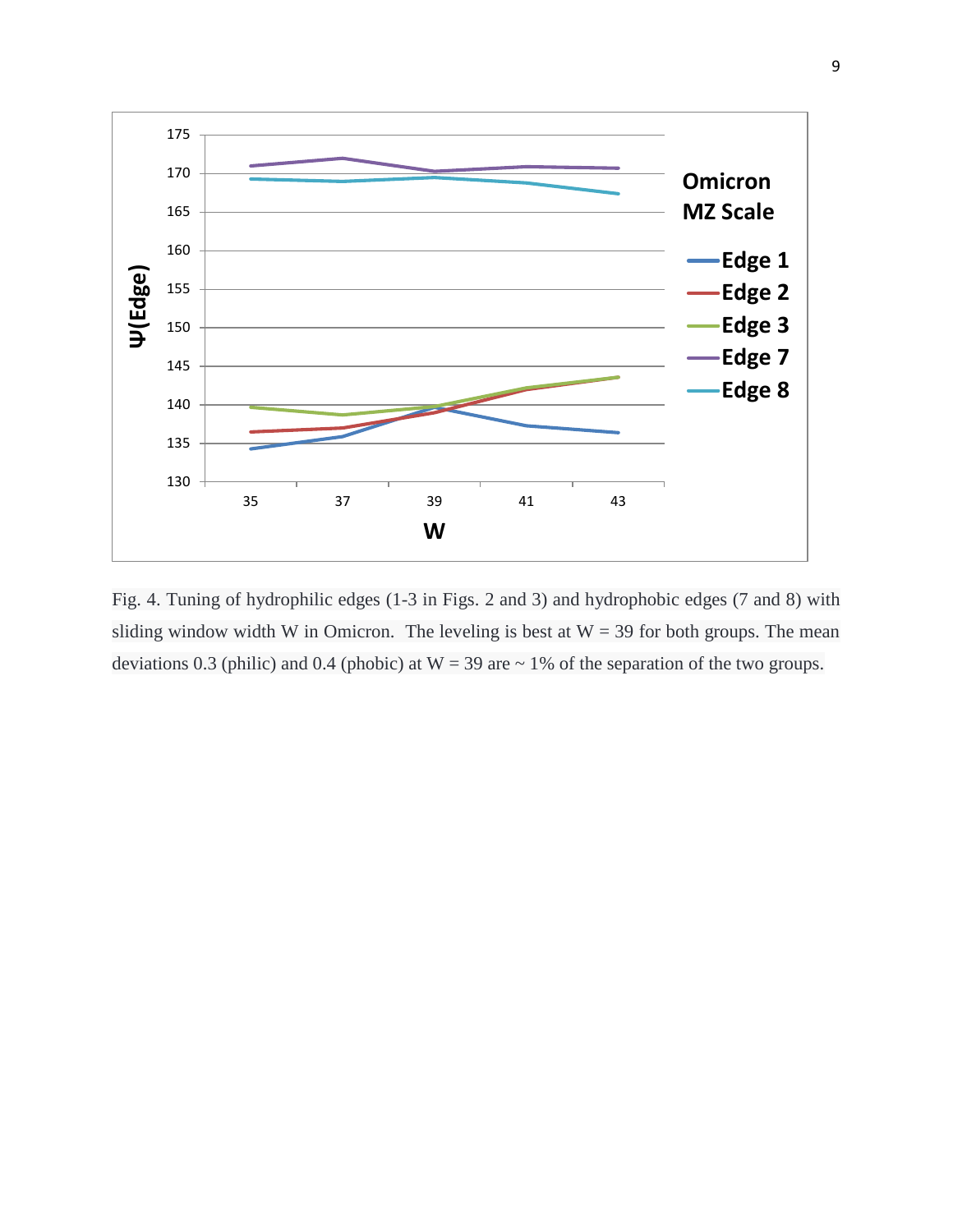Fig. 4. Tuning of hydrophilic edges (1-3 in Figs. 2 and 3) and hydrophobic edges (7 and 8) with sliding window width W in Omicron. The leveling is best at W = 39 for both groups. The mean deviations 0.3 (philic) and 0.4 (phobic) at W = 39 are ~ 1% of the separation of the two groups.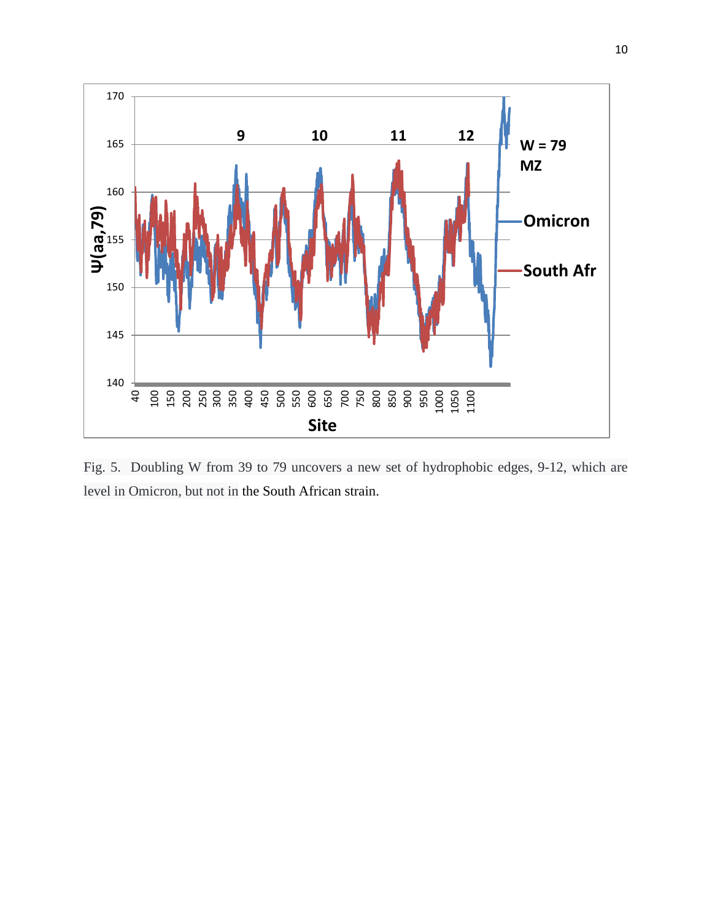170

165

160

155

150

145

140

Ψ(aa,79)

9

10

11

12

W = 79

MZ

Omicron

South Afr

40 100 150 200 250 300 350 400 450 500 550 600 650 700 750 800 850 900 950 1000 1050 1100

Site

Fig. 5. Doubling W from 39 to 79 uncovers a new set of hydrophobic edges, 9-12, which are level in Omicron, but not in the South African strain.